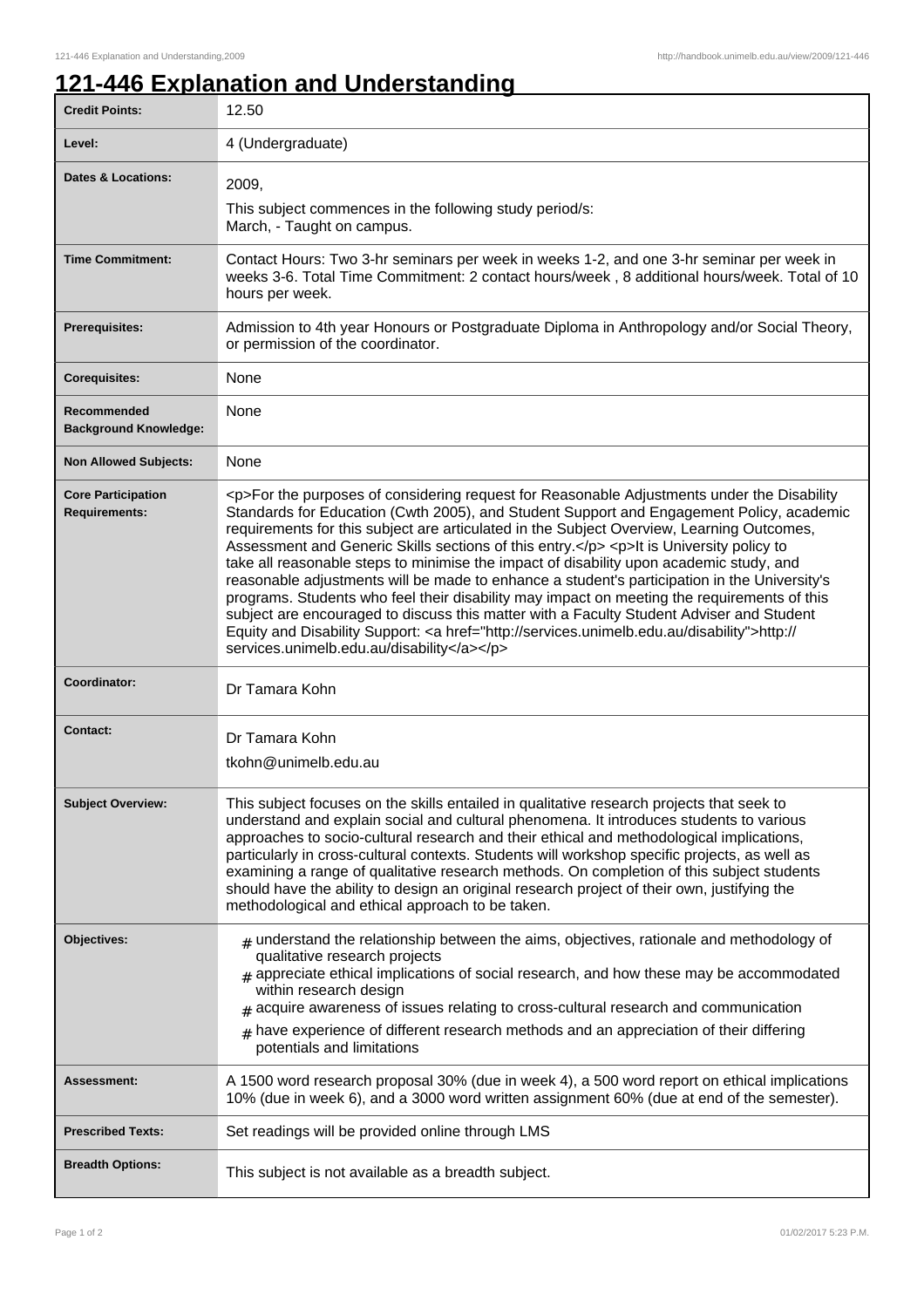# 121-446 Explanation and Understanding

| | |
|---|---|
| **Credit Points:** | 12.50 |
| **Level:** | 4 (Undergraduate) |
| **Dates & Locations:** | 2009,<br>This subject commences in the following study period/s:<br>March, - Taught on campus. |
| **Time Commitment:** | Contact Hours: Two 3-hr seminars per week in weeks 1-2, and one 3-hr seminar per week in weeks 3-6. Total Time Commitment: 2 contact hours/week , 8 additional hours/week. Total of 10 hours per week. |
| **Prerequisites:** | Admission to 4th year Honours or Postgraduate Diploma in Anthropology and/or Social Theory, or permission of the coordinator. |
| **Corequisites:** | None |
| **Recommended Background Knowledge:** | None |
| **Non Allowed Subjects:** | None |
| **Core Participation Requirements:** | <p>For the purposes of considering request for Reasonable Adjustments under the Disability Standards for Education (Cwth 2005), and Student Support and Engagement Policy, academic requirements for this subject are articulated in the Subject Overview, Learning Outcomes, Assessment and Generic Skills sections of this entry.</p> <p>It is University policy to take all reasonable steps to minimise the impact of disability upon academic study, and reasonable adjustments will be made to enhance a student's participation in the University's programs. Students who feel their disability may impact on meeting the requirements of this subject are encouraged to discuss this matter with a Faculty Student Adviser and Student Equity and Disability Support: <a href="http://services.unimelb.edu.au/disability">http://services.unimelb.edu.au/disability</a></p> |
| **Coordinator:** | Dr Tamara Kohn |
| **Contact:** | Dr Tamara Kohn<br>tkohn@unimelb.edu.au |
| **Subject Overview:** | This subject focuses on the skills entailed in qualitative research projects that seek to understand and explain social and cultural phenomena. It introduces students to various approaches to socio-cultural research and their ethical and methodological implications, particularly in cross-cultural contexts. Students will workshop specific projects, as well as examining a range of qualitative research methods. On completion of this subject students should have the ability to design an original research project of their own, justifying the methodological and ethical approach to be taken. |
| **Objectives:** | # understand the relationship between the aims, objectives, rationale and methodology of qualitative research projects<br># appreciate ethical implications of social research, and how these may be accommodated within research design<br># acquire awareness of issues relating to cross-cultural research and communication<br># have experience of different research methods and an appreciation of their differing potentials and limitations |
| **Assessment:** | A 1500 word research proposal 30% (due in week 4), a 500 word report on ethical implications 10% (due in week 6), and a 3000 word written assignment 60% (due at end of the semester). |
| **Prescribed Texts:** | Set readings will be provided online through LMS |
| **Breadth Options:** | This subject is not available as a breadth subject. |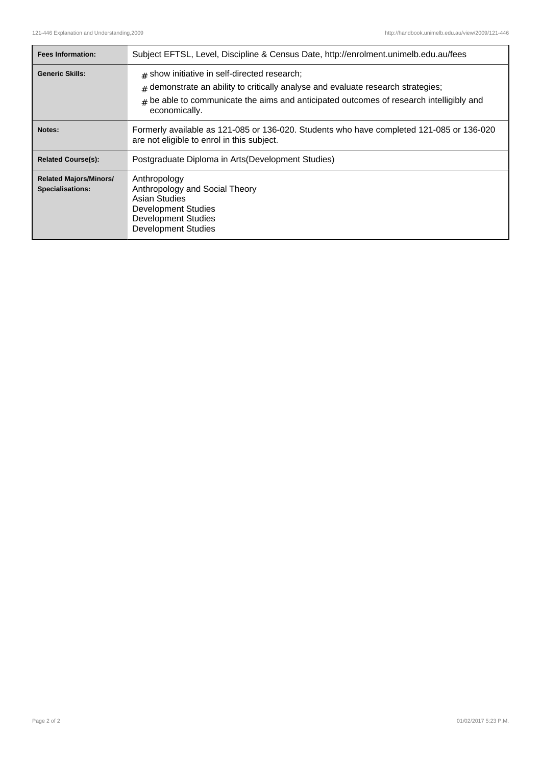| | |
|---|---|
| **Fees Information:** | Subject EFTSL, Level, Discipline & Census Date, http://enrolment.unimelb.edu.au/fees |
| **Generic Skills:** | # show initiative in self-directed research;<br># demonstrate an ability to critically analyse and evaluate research strategies;<br># be able to communicate the aims and anticipated outcomes of research intelligibly and economically. |
| **Notes:** | Formerly available as 121-085 or 136-020. Students who have completed 121-085 or 136-020 are not eligible to enrol in this subject. |
| **Related Course(s):** | Postgraduate Diploma in Arts(Development Studies) |
| **Related Majors/Minors/ Specialisations:** | Anthropology<br>Anthropology and Social Theory<br>Asian Studies<br>Development Studies<br>Development Studies<br>Development Studies |